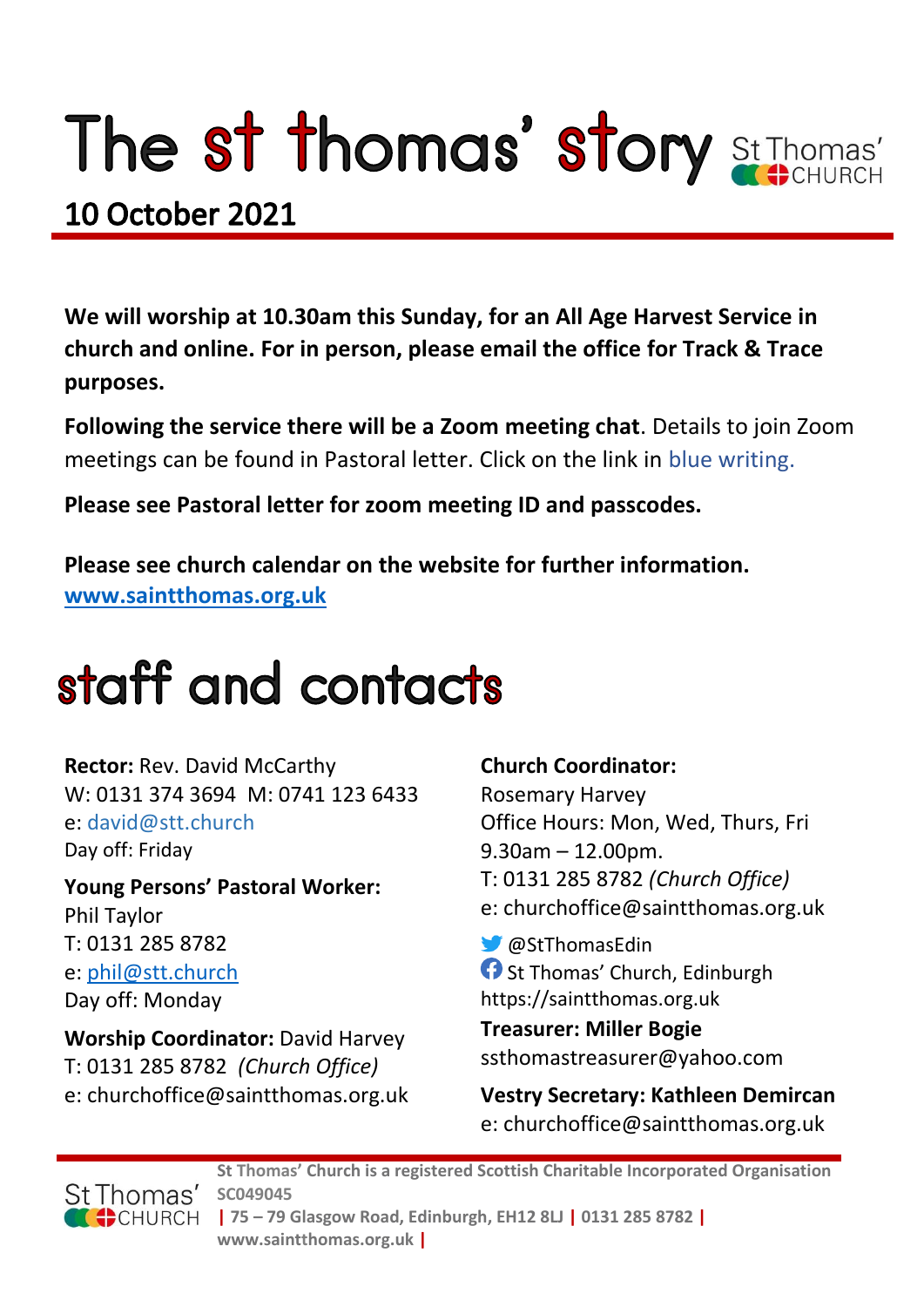# The st thomas' story

St Thomas' CHURCH

## 10 October 2021

**We will worship at 10.30am this Sunday, for an All Age Harvest Service in church and online. For in person, please email the office for Track & Trace purposes.**

**Following the service there will be a Zoom meeting chat**. Details to join Zoom meetings can be found in Pastoral letter. Click on the link in blue writing.

**Please see Pastoral letter for zoom meeting ID and passcodes.**

**Please see church calendar on the website for further information.**
**www.saintthomas.org.uk**

# staff and contacts

**Rector:** Rev. David McCarthy
W: 0131 374 3694 M: 0741 123 6433
e: david@stt.church
Day off: Friday

**Young Persons' Pastoral Worker:**
Phil Taylor
T: 0131 285 8782
e: phil@stt.church
Day off: Monday

**Worship Coordinator:** David Harvey
T: 0131 285 8782 *(Church Office)*
e: churchoffice@saintthomas.org.uk

**Church Coordinator:**
Rosemary Harvey
Office Hours: Mon, Wed, Thurs, Fri
9.30am – 12.00pm.
T: 0131 285 8782 *(Church Office)*
e: churchoffice@saintthomas.org.uk

@StThomasEdin
St Thomas' Church, Edinburgh
https://saintthomas.org.uk

**Treasurer: Miller Bogie**
ssthomastreasurer@yahoo.com

**Vestry Secretary: Kathleen Demircan**
e: churchoffice@saintthomas.org.uk

St Thomas' CHURCH

**St Thomas' Church is a registered Scottish Charitable Incorporated Organisation SC049045 | 75 – 79 Glasgow Road, Edinburgh, EH12 8LJ | 0131 285 8782 | www.saintthomas.org.uk |**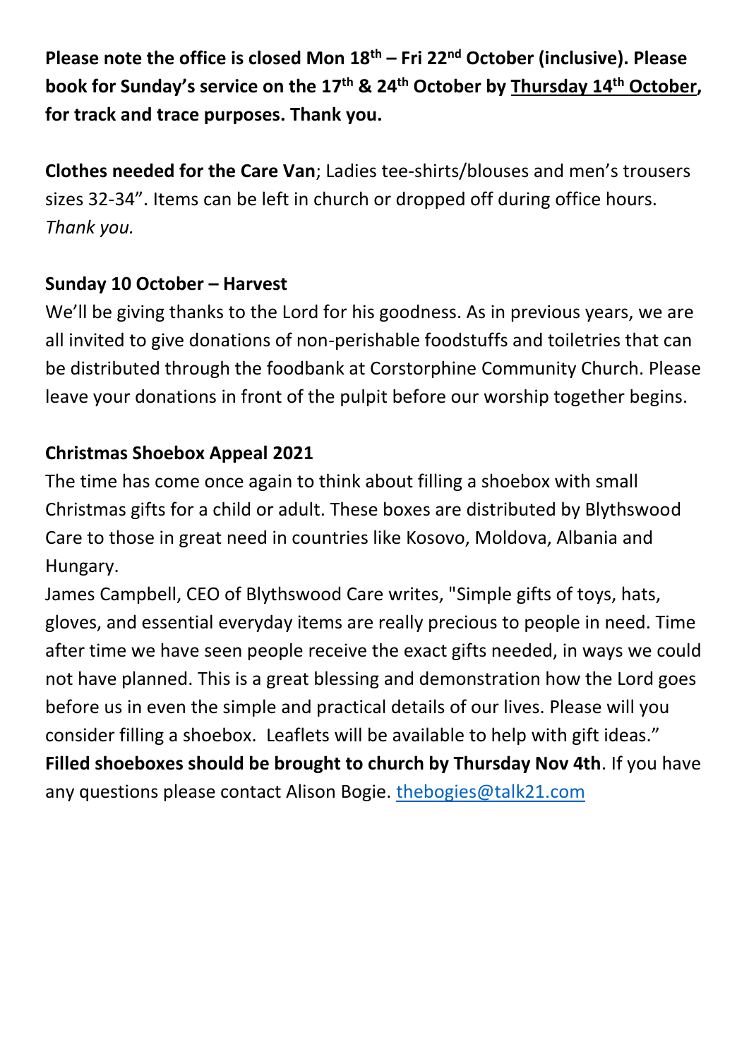**Please note the office is closed Mon 18th – Fri 22nd October (inclusive). Please book for Sunday's service on the 17th & 24th October by Thursday 14th October, for track and trace purposes. Thank you.**

**Clothes needed for the Care Van**; Ladies tee-shirts/blouses and men's trousers sizes 32-34". Items can be left in church or dropped off during office hours. *Thank you.*

**Sunday 10 October – Harvest**

We'll be giving thanks to the Lord for his goodness. As in previous years, we are all invited to give donations of non-perishable foodstuffs and toiletries that can be distributed through the foodbank at Corstorphine Community Church. Please leave your donations in front of the pulpit before our worship together begins.

**Christmas Shoebox Appeal 2021**

The time has come once again to think about filling a shoebox with small Christmas gifts for a child or adult. These boxes are distributed by Blythswood Care to those in great need in countries like Kosovo, Moldova, Albania and Hungary.

James Campbell, CEO of Blythswood Care writes, "Simple gifts of toys, hats, gloves, and essential everyday items are really precious to people in need. Time after time we have seen people receive the exact gifts needed, in ways we could not have planned. This is a great blessing and demonstration how the Lord goes before us in even the simple and practical details of our lives. Please will you consider filling a shoebox. Leaflets will be available to help with gift ideas."

**Filled shoeboxes should be brought to church by Thursday Nov 4th**. If you have any questions please contact Alison Bogie. thebogies@talk21.com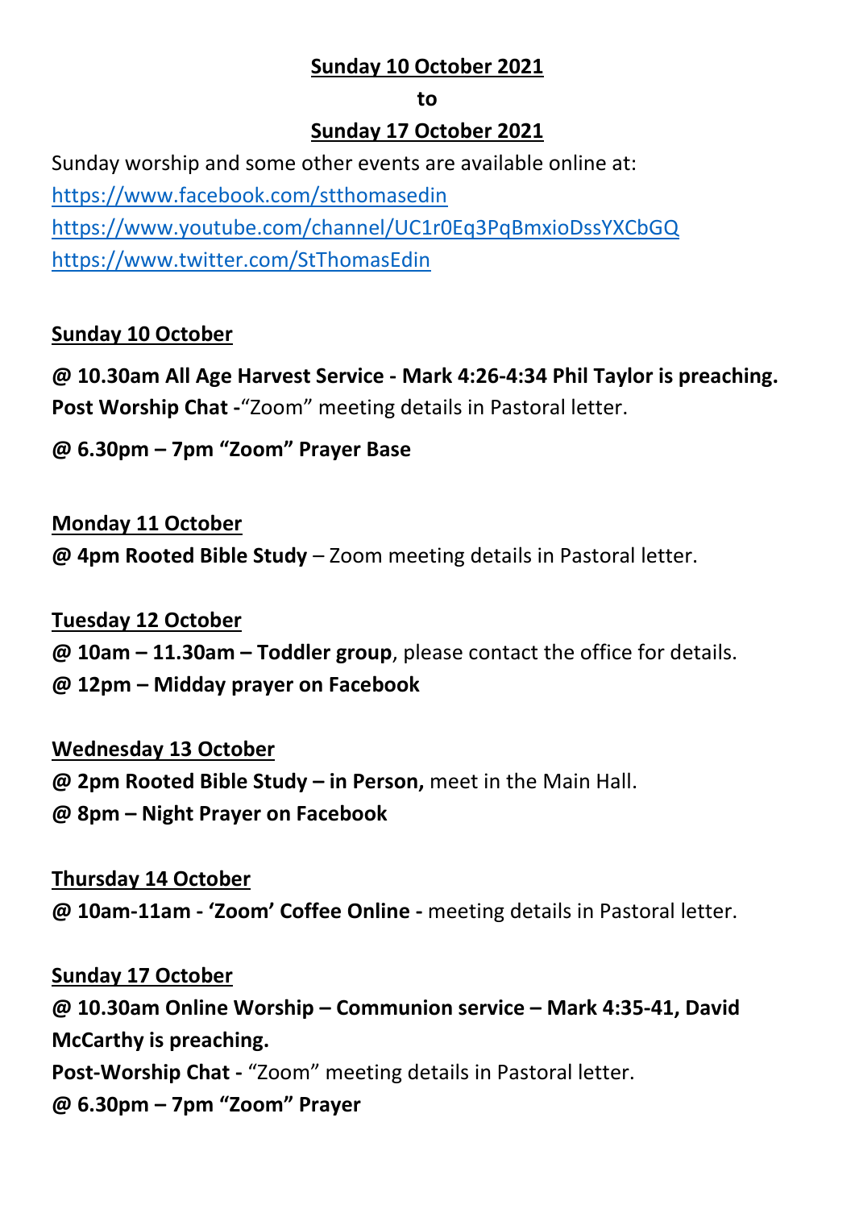**Sunday 10 October 2021**

**to**

**Sunday 17 October 2021**

Sunday worship and some other events are available online at:
https://www.facebook.com/stthomasedin
https://www.youtube.com/channel/UC1r0Eq3PqBmxioDssYXCbGQ
https://www.twitter.com/StThomasEdin

**Sunday 10 October**

**@ 10.30am All Age Harvest Service - Mark 4:26-4:34 Phil Taylor is preaching.**
**Post Worship Chat -**"Zoom" meeting details in Pastoral letter.

**@ 6.30pm – 7pm "Zoom" Prayer Base**

**Monday 11 October**
**@ 4pm Rooted Bible Study** – Zoom meeting details in Pastoral letter.

**Tuesday 12 October**
**@ 10am – 11.30am – Toddler group**, please contact the office for details.
**@ 12pm – Midday prayer on Facebook**

**Wednesday 13 October**
**@ 2pm Rooted Bible Study – in Person,** meet in the Main Hall.
**@ 8pm – Night Prayer on Facebook**

**Thursday 14 October**
**@ 10am-11am - 'Zoom' Coffee Online -** meeting details in Pastoral letter.

**Sunday 17 October**
**@ 10.30am Online Worship – Communion service – Mark 4:35-41, David McCarthy is preaching.**
**Post-Worship Chat -** "Zoom" meeting details in Pastoral letter.
**@ 6.30pm – 7pm "Zoom" Prayer**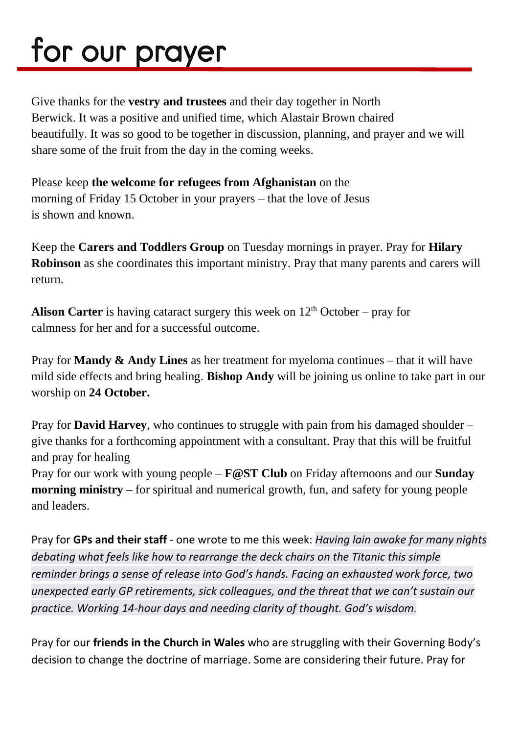# for our prayer

Give thanks for the **vestry and trustees** and their day together in North Berwick. It was a positive and unified time, which Alastair Brown chaired beautifully. It was so good to be together in discussion, planning, and prayer and we will share some of the fruit from the day in the coming weeks.

Please keep **the welcome for refugees from Afghanistan** on the morning of Friday 15 October in your prayers – that the love of Jesus is shown and known.

Keep the **Carers and Toddlers Group** on Tuesday mornings in prayer. Pray for **Hilary Robinson** as she coordinates this important ministry. Pray that many parents and carers will return.

**Alison Carter** is having cataract surgery this week on 12th October – pray for calmness for her and for a successful outcome.

Pray for **Mandy & Andy Lines** as her treatment for myeloma continues – that it will have mild side effects and bring healing. **Bishop Andy** will be joining us online to take part in our worship on **24 October.**

Pray for **David Harvey**, who continues to struggle with pain from his damaged shoulder – give thanks for a forthcoming appointment with a consultant. Pray that this will be fruitful and pray for healing

Pray for our work with young people – **F@ST Club** on Friday afternoons and our **Sunday morning ministry –** for spiritual and numerical growth, fun, and safety for young people and leaders.

Pray for **GPs and their staff** - one wrote to me this week: *Having lain awake for many nights debating what feels like how to rearrange the deck chairs on the Titanic this simple reminder brings a sense of release into God's hands. Facing an exhausted work force, two unexpected early GP retirements, sick colleagues, and the threat that we can't sustain our practice. Working 14-hour days and needing clarity of thought. God's wisdom.*

Pray for our **friends in the Church in Wales** who are struggling with their Governing Body's decision to change the doctrine of marriage. Some are considering their future. Pray for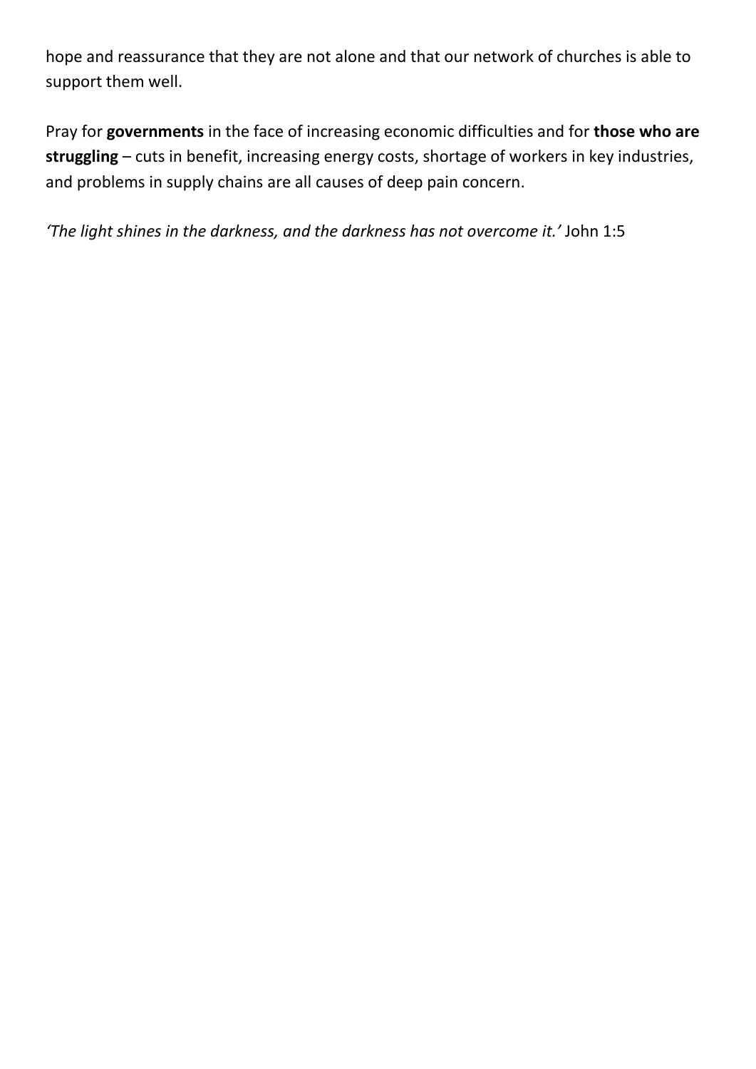hope and reassurance that they are not alone and that our network of churches is able to support them well.

Pray for **governments** in the face of increasing economic difficulties and for **those who are struggling** – cuts in benefit, increasing energy costs, shortage of workers in key industries, and problems in supply chains are all causes of deep pain concern.

*'The light shines in the darkness, and the darkness has not overcome it.'* John 1:5